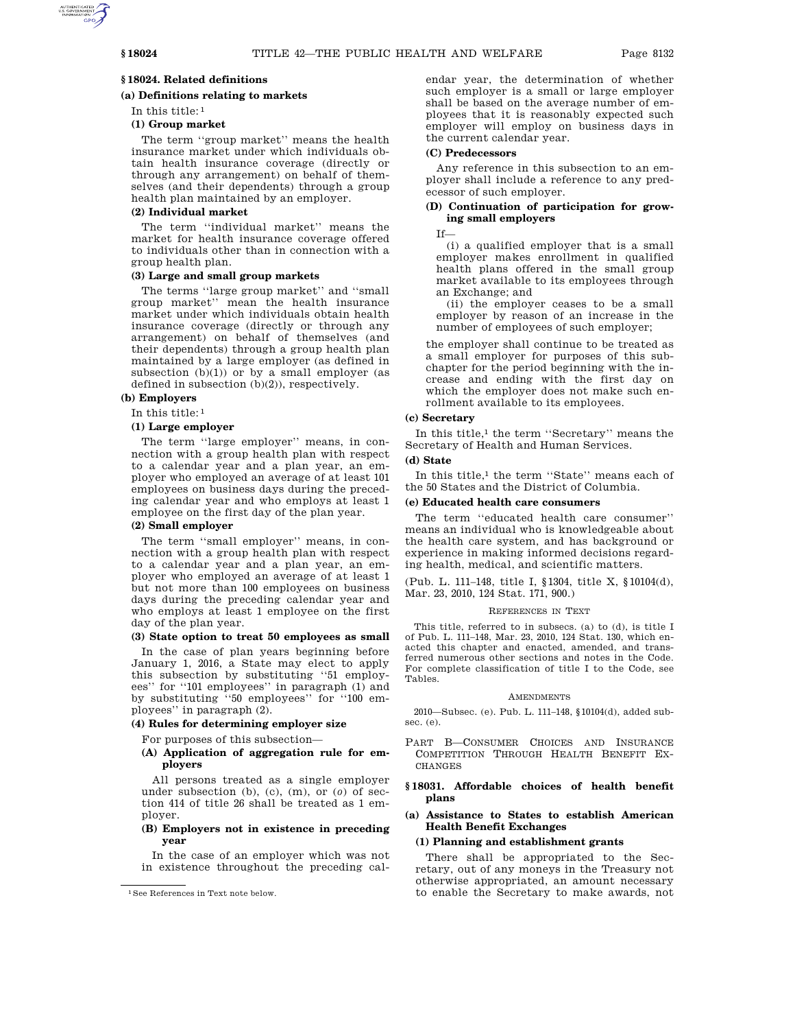## § 18024. Related definitions

### (a) Definitions relating to markets

In this title:[1]

#### (1) Group market

The term ''group market'' means the health insurance market under which individuals obtain health insurance coverage (directly or through any arrangement) on behalf of themselves (and their dependents) through a group health plan maintained by an employer.

#### (2) Individual market

The term ''individual market'' means the market for health insurance coverage offered to individuals other than in connection with a group health plan.

#### (3) Large and small group markets

The terms ''large group market'' and ''small group market'' mean the health insurance market under which individuals obtain health insurance coverage (directly or through any arrangement) on behalf of themselves (and their dependents) through a group health plan maintained by a large employer (as defined in subsection (b)(1)) or by a small employer (as defined in subsection (b)(2)), respectively.

### (b) Employers

In this title:[1]

#### (1) Large employer

The term ''large employer'' means, in connection with a group health plan with respect to a calendar year and a plan year, an employer who employed an average of at least 101 employees on business days during the preceding calendar year and who employs at least 1 employee on the first day of the plan year.

#### (2) Small employer

The term ''small employer'' means, in connection with a group health plan with respect to a calendar year and a plan year, an employer who employed an average of at least 1 but not more than 100 employees on business days during the preceding calendar year and who employs at least 1 employee on the first day of the plan year.

#### (3) State option to treat 50 employees as small

In the case of plan years beginning before January 1, 2016, a State may elect to apply this subsection by substituting ''51 employees'' for ''101 employees'' in paragraph (1) and by substituting ''50 employees'' for ''100 employees'' in paragraph (2).

#### (4) Rules for determining employer size

For purposes of this subsection—

##### (A) Application of aggregation rule for employers

All persons treated as a single employer under subsection (b), (c), (m), or (*o*) of section 414 of title 26 shall be treated as 1 employer.

##### (B) Employers not in existence in preceding year

In the case of an employer which was not in existence throughout the preceding calendar year, the determination of whether such employer is a small or large employer shall be based on the average number of employees that it is reasonably expected such employer will employ on business days in the current calendar year.

##### (C) Predecessors

Any reference in this subsection to an employer shall include a reference to any predecessor of such employer.

##### (D) Continuation of participation for growing small employers

If—

(i) a qualified employer that is a small employer makes enrollment in qualified health plans offered in the small group market available to its employees through an Exchange; and

(ii) the employer ceases to be a small employer by reason of an increase in the number of employees of such employer;

the employer shall continue to be treated as a small employer for purposes of this subchapter for the period beginning with the increase and ending with the first day on which the employer does not make such enrollment available to its employees.

### (c) Secretary

In this title,[1] the term ''Secretary'' means the Secretary of Health and Human Services.

### (d) State

In this title,[1] the term ''State'' means each of the 50 States and the District of Columbia.

### (e) Educated health care consumers

The term ''educated health care consumer'' means an individual who is knowledgeable about the health care system, and has background or experience in making informed decisions regarding health, medical, and scientific matters.

(Pub. L. 111–148, title I, § 1304, title X, § 10104(d), Mar. 23, 2010, 124 Stat. 171, 900.)

REFERENCES IN TEXT

This title, referred to in subsecs. (a) to (d), is title I of Pub. L. 111–148, Mar. 23, 2010, 124 Stat. 130, which enacted this chapter and enacted, amended, and transferred numerous other sections and notes in the Code. For complete classification of title I to the Code, see Tables.

AMENDMENTS

2010—Subsec. (e). Pub. L. 111–148, § 10104(d), added subsec. (e).

## PART B—CONSUMER CHOICES AND INSURANCE COMPETITION THROUGH HEALTH BENEFIT EXCHANGES

## § 18031. Affordable choices of health benefit plans

### (a) Assistance to States to establish American Health Benefit Exchanges

#### (1) Planning and establishment grants

There shall be appropriated to the Secretary, out of any moneys in the Treasury not otherwise appropriated, an amount necessary to enable the Secretary to make awards, not

[1] See References in Text note below.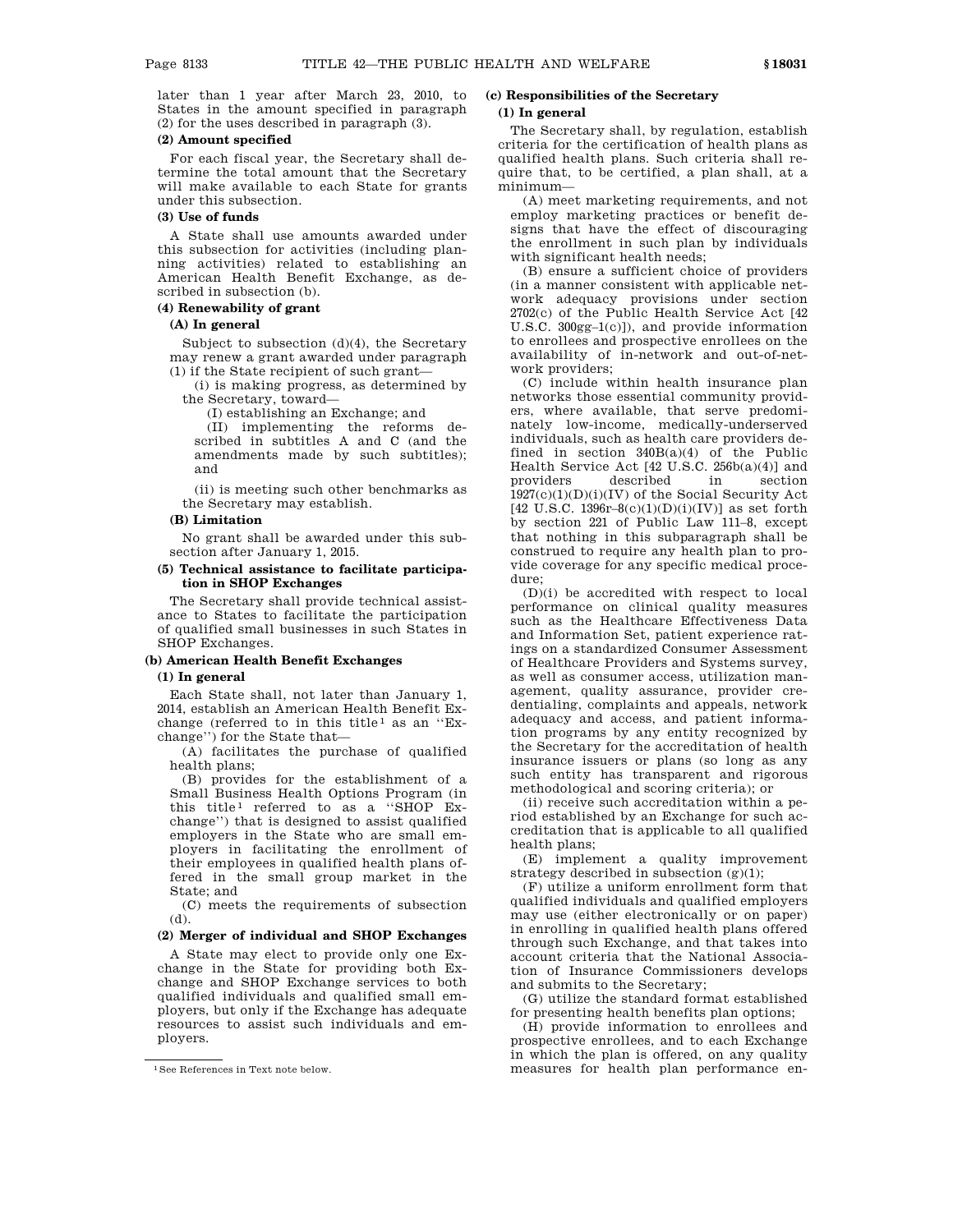later than 1 year after March 23, 2010, to States in the amount specified in paragraph (2) for the uses described in paragraph (3).

**(2) Amount specified**

For each fiscal year, the Secretary shall determine the total amount that the Secretary will make available to each State for grants under this subsection.

**(3) Use of funds**

A State shall use amounts awarded under this subsection for activities (including planning activities) related to establishing an American Health Benefit Exchange, as described in subsection (b).

**(4) Renewability of grant**

**(A) In general**

Subject to subsection (d)(4), the Secretary may renew a grant awarded under paragraph (1) if the State recipient of such grant—

(i) is making progress, as determined by the Secretary, toward—

(I) establishing an Exchange; and

(II) implementing the reforms described in subtitles A and C (and the amendments made by such subtitles); and

(ii) is meeting such other benchmarks as the Secretary may establish.

**(B) Limitation**

No grant shall be awarded under this subsection after January 1, 2015.

**(5) Technical assistance to facilitate participation in SHOP Exchanges**

The Secretary shall provide technical assistance to States to facilitate the participation of qualified small businesses in such States in SHOP Exchanges.

**(b) American Health Benefit Exchanges**

**(1) In general**

Each State shall, not later than January 1, 2014, establish an American Health Benefit Exchange (referred to in this title[1] as an ''Exchange'') for the State that—

(A) facilitates the purchase of qualified health plans;

(B) provides for the establishment of a Small Business Health Options Program (in this title[1] referred to as a ''SHOP Exchange'') that is designed to assist qualified employers in the State who are small employers in facilitating the enrollment of their employees in qualified health plans offered in the small group market in the State; and

(C) meets the requirements of subsection (d).

**(2) Merger of individual and SHOP Exchanges**

A State may elect to provide only one Exchange in the State for providing both Exchange and SHOP Exchange services to both qualified individuals and qualified small employers, but only if the Exchange has adequate resources to assist such individuals and employers.

**(c) Responsibilities of the Secretary**

**(1) In general**

The Secretary shall, by regulation, establish criteria for the certification of health plans as qualified health plans. Such criteria shall require that, to be certified, a plan shall, at a minimum—

(A) meet marketing requirements, and not employ marketing practices or benefit designs that have the effect of discouraging the enrollment in such plan by individuals with significant health needs;

(B) ensure a sufficient choice of providers (in a manner consistent with applicable network adequacy provisions under section 2702(c) of the Public Health Service Act [42 U.S.C. 300gg–1(c)]), and provide information to enrollees and prospective enrollees on the availability of in-network and out-of-network providers;

(C) include within health insurance plan networks those essential community providers, where available, that serve predominately low-income, medically-underserved individuals, such as health care providers defined in section 340B(a)(4) of the Public Health Service Act [42 U.S.C. 256b(a)(4)] and providers described in section 1927(c)(1)(D)(i)(IV) of the Social Security Act [42 U.S.C. 1396r–8(c)(1)(D)(i)(IV)] as set forth by section 221 of Public Law 111–8, except that nothing in this subparagraph shall be construed to require any health plan to provide coverage for any specific medical procedure;

(D)(i) be accredited with respect to local performance on clinical quality measures such as the Healthcare Effectiveness Data and Information Set, patient experience ratings on a standardized Consumer Assessment of Healthcare Providers and Systems survey, as well as consumer access, utilization management, quality assurance, provider credentialing, complaints and appeals, network adequacy and access, and patient information programs by any entity recognized by the Secretary for the accreditation of health insurance issuers or plans (so long as any such entity has transparent and rigorous methodological and scoring criteria); or

(ii) receive such accreditation within a period established by an Exchange for such accreditation that is applicable to all qualified health plans;

(E) implement a quality improvement strategy described in subsection (g)(1);

(F) utilize a uniform enrollment form that qualified individuals and qualified employers may use (either electronically or on paper) in enrolling in qualified health plans offered through such Exchange, and that takes into account criteria that the National Association of Insurance Commissioners develops and submits to the Secretary;

(G) utilize the standard format established for presenting health benefits plan options;

(H) provide information to enrollees and prospective enrollees, and to each Exchange in which the plan is offered, on any quality measures for health plan performance en-

[1] See References in Text note below.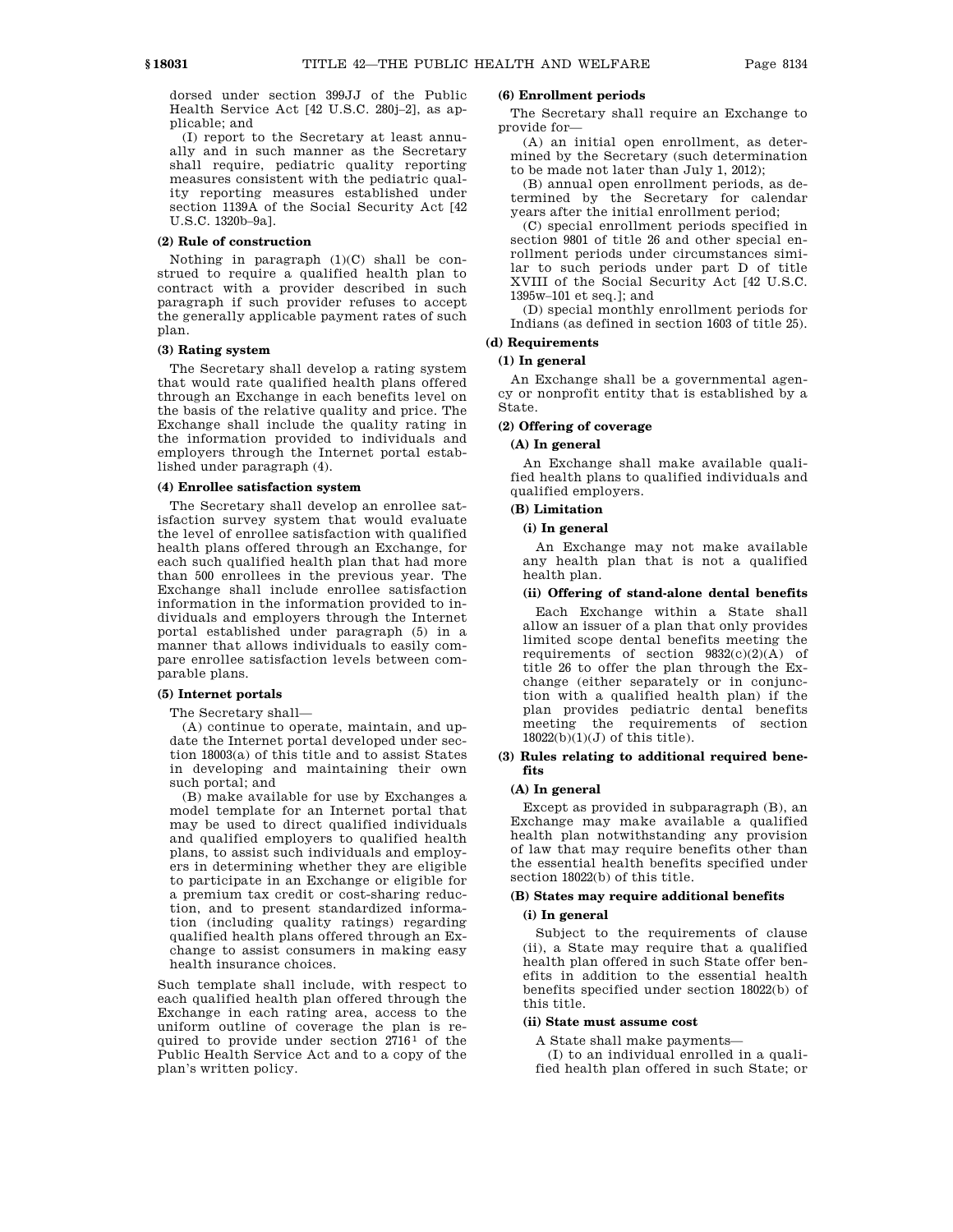dorsed under section 399JJ of the Public Health Service Act [42 U.S.C. 280j–2], as applicable; and

(I) report to the Secretary at least annually and in such manner as the Secretary shall require, pediatric quality reporting measures consistent with the pediatric quality reporting measures established under section 1139A of the Social Security Act [42 U.S.C. 1320b–9a].

**(2) Rule of construction**

Nothing in paragraph (1)(C) shall be construed to require a qualified health plan to contract with a provider described in such paragraph if such provider refuses to accept the generally applicable payment rates of such plan.

**(3) Rating system**

The Secretary shall develop a rating system that would rate qualified health plans offered through an Exchange in each benefits level on the basis of the relative quality and price. The Exchange shall include the quality rating in the information provided to individuals and employers through the Internet portal established under paragraph (4).

**(4) Enrollee satisfaction system**

The Secretary shall develop an enrollee satisfaction survey system that would evaluate the level of enrollee satisfaction with qualified health plans offered through an Exchange, for each such qualified health plan that had more than 500 enrollees in the previous year. The Exchange shall include enrollee satisfaction information in the information provided to individuals and employers through the Internet portal established under paragraph (5) in a manner that allows individuals to easily compare enrollee satisfaction levels between comparable plans.

**(5) Internet portals**

The Secretary shall—

(A) continue to operate, maintain, and update the Internet portal developed under section 18003(a) of this title and to assist States in developing and maintaining their own such portal; and

(B) make available for use by Exchanges a model template for an Internet portal that may be used to direct qualified individuals and qualified employers to qualified health plans, to assist such individuals and employers in determining whether they are eligible to participate in an Exchange or eligible for a premium tax credit or cost-sharing reduction, and to present standardized information (including quality ratings) regarding qualified health plans offered through an Exchange to assist consumers in making easy health insurance choices.

Such template shall include, with respect to each qualified health plan offered through the Exchange in each rating area, access to the uniform outline of coverage the plan is required to provide under section 2716[1] of the Public Health Service Act and to a copy of the plan's written policy.

**(6) Enrollment periods**

The Secretary shall require an Exchange to provide for—

(A) an initial open enrollment, as determined by the Secretary (such determination to be made not later than July 1, 2012);

(B) annual open enrollment periods, as determined by the Secretary for calendar years after the initial enrollment period;

(C) special enrollment periods specified in section 9801 of title 26 and other special enrollment periods under circumstances similar to such periods under part D of title XVIII of the Social Security Act [42 U.S.C. 1395w–101 et seq.]; and

(D) special monthly enrollment periods for Indians (as defined in section 1603 of title 25).

**(d) Requirements**

**(1) In general**

An Exchange shall be a governmental agency or nonprofit entity that is established by a State.

**(2) Offering of coverage**

**(A) In general**

An Exchange shall make available qualified health plans to qualified individuals and qualified employers.

**(B) Limitation**

**(i) In general**

An Exchange may not make available any health plan that is not a qualified health plan.

**(ii) Offering of stand-alone dental benefits**

Each Exchange within a State shall allow an issuer of a plan that only provides limited scope dental benefits meeting the requirements of section 9832(c)(2)(A) of title 26 to offer the plan through the Exchange (either separately or in conjunction with a qualified health plan) if the plan provides pediatric dental benefits meeting the requirements of section 18022(b)(1)(J) of this title).

**(3) Rules relating to additional required benefits**

**(A) In general**

Except as provided in subparagraph (B), an Exchange may make available a qualified health plan notwithstanding any provision of law that may require benefits other than the essential health benefits specified under section 18022(b) of this title.

**(B) States may require additional benefits**

**(i) In general**

Subject to the requirements of clause (ii), a State may require that a qualified health plan offered in such State offer benefits in addition to the essential health benefits specified under section 18022(b) of this title.

**(ii) State must assume cost**

A State shall make payments—

(I) to an individual enrolled in a qualified health plan offered in such State; or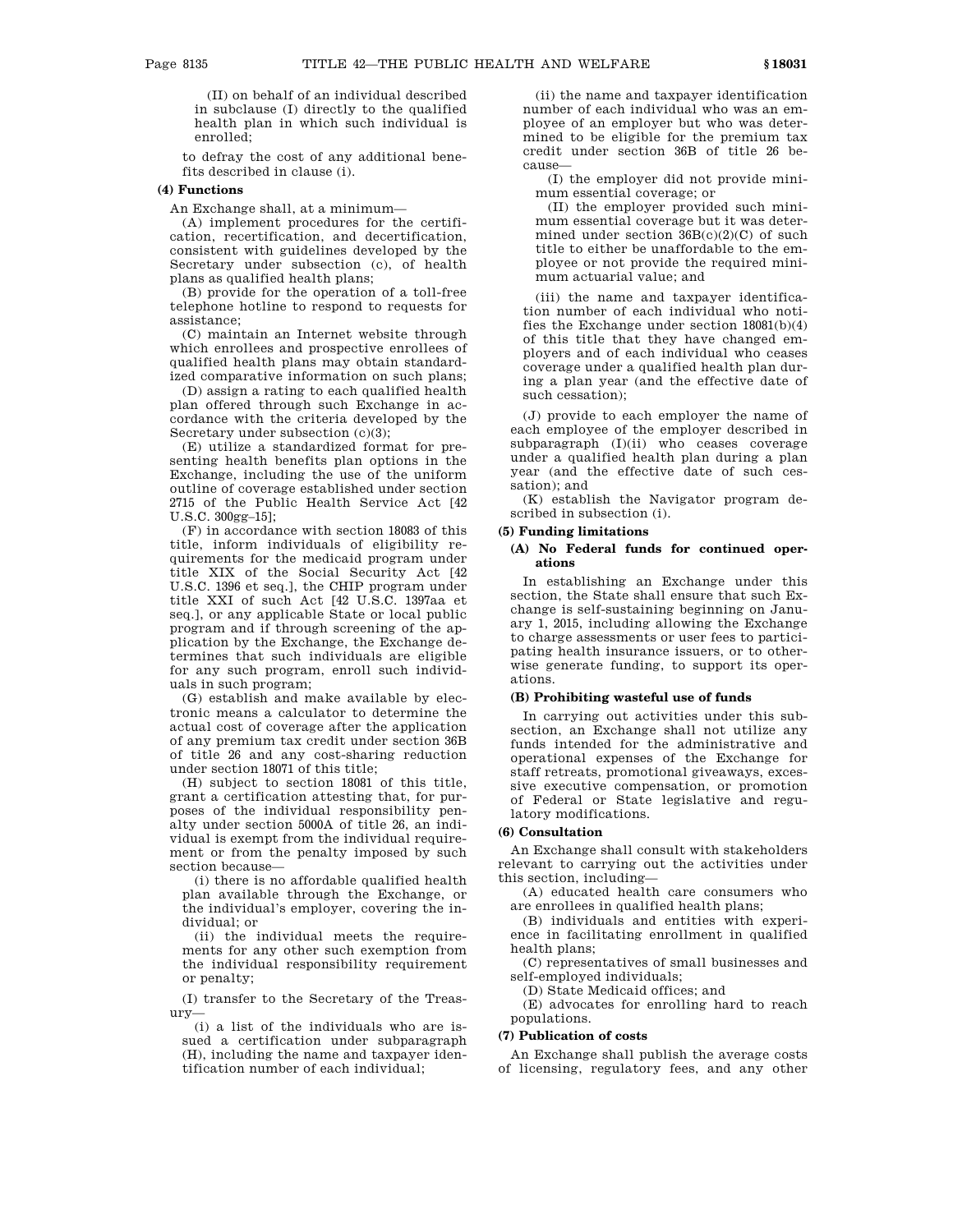(II) on behalf of an individual described in subclause (I) directly to the qualified health plan in which such individual is enrolled;

to defray the cost of any additional benefits described in clause (i).

**(4) Functions**

An Exchange shall, at a minimum—

(A) implement procedures for the certification, recertification, and decertification, consistent with guidelines developed by the Secretary under subsection (c), of health plans as qualified health plans;

(B) provide for the operation of a toll-free telephone hotline to respond to requests for assistance;

(C) maintain an Internet website through which enrollees and prospective enrollees of qualified health plans may obtain standardized comparative information on such plans;

(D) assign a rating to each qualified health plan offered through such Exchange in accordance with the criteria developed by the Secretary under subsection (c)(3);

(E) utilize a standardized format for presenting health benefits plan options in the Exchange, including the use of the uniform outline of coverage established under section 2715 of the Public Health Service Act [42 U.S.C. 300gg–15];

(F) in accordance with section 18083 of this title, inform individuals of eligibility requirements for the medicaid program under title XIX of the Social Security Act [42 U.S.C. 1396 et seq.], the CHIP program under title XXI of such Act [42 U.S.C. 1397aa et seq.], or any applicable State or local public program and if through screening of the application by the Exchange, the Exchange determines that such individuals are eligible for any such program, enroll such individuals in such program;

(G) establish and make available by electronic means a calculator to determine the actual cost of coverage after the application of any premium tax credit under section 36B of title 26 and any cost-sharing reduction under section 18071 of this title;

(H) subject to section 18081 of this title, grant a certification attesting that, for purposes of the individual responsibility penalty under section 5000A of title 26, an individual is exempt from the individual requirement or from the penalty imposed by such section because—

(i) there is no affordable qualified health plan available through the Exchange, or the individual's employer, covering the individual; or

(ii) the individual meets the requirements for any other such exemption from the individual responsibility requirement or penalty;

(I) transfer to the Secretary of the Treasury—

(i) a list of the individuals who are issued a certification under subparagraph (H), including the name and taxpayer identification number of each individual;

(ii) the name and taxpayer identification number of each individual who was an employee of an employer but who was determined to be eligible for the premium tax credit under section 36B of title 26 because—

(I) the employer did not provide minimum essential coverage; or

(II) the employer provided such minimum essential coverage but it was determined under section 36B(c)(2)(C) of such title to either be unaffordable to the employee or not provide the required minimum actuarial value; and

(iii) the name and taxpayer identification number of each individual who notifies the Exchange under section 18081(b)(4) of this title that they have changed employers and of each individual who ceases coverage under a qualified health plan during a plan year (and the effective date of such cessation);

(J) provide to each employer the name of each employee of the employer described in subparagraph (I)(ii) who ceases coverage under a qualified health plan during a plan year (and the effective date of such cessation); and

(K) establish the Navigator program described in subsection (i).

**(5) Funding limitations**

**(A) No Federal funds for continued operations**

In establishing an Exchange under this section, the State shall ensure that such Exchange is self-sustaining beginning on January 1, 2015, including allowing the Exchange to charge assessments or user fees to participating health insurance issuers, or to otherwise generate funding, to support its operations.

**(B) Prohibiting wasteful use of funds**

In carrying out activities under this subsection, an Exchange shall not utilize any funds intended for the administrative and operational expenses of the Exchange for staff retreats, promotional giveaways, excessive executive compensation, or promotion of Federal or State legislative and regulatory modifications.

**(6) Consultation**

An Exchange shall consult with stakeholders relevant to carrying out the activities under this section, including—

(A) educated health care consumers who are enrollees in qualified health plans;

(B) individuals and entities with experience in facilitating enrollment in qualified health plans;

(C) representatives of small businesses and self-employed individuals;

(D) State Medicaid offices; and

(E) advocates for enrolling hard to reach populations.

**(7) Publication of costs**

An Exchange shall publish the average costs of licensing, regulatory fees, and any other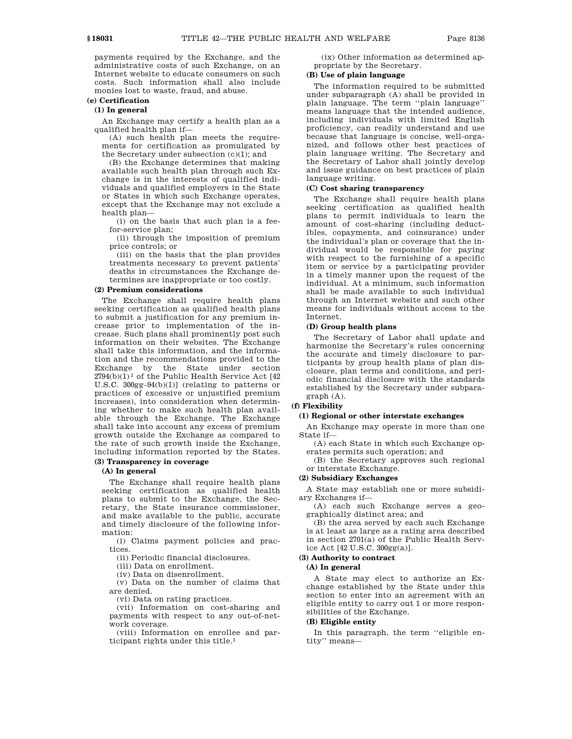payments required by the Exchange, and the administrative costs of such Exchange, on an Internet website to educate consumers on such costs. Such information shall also include monies lost to waste, fraud, and abuse.

**(e) Certification**

**(1) In general**

An Exchange may certify a health plan as a qualified health plan if—

(A) such health plan meets the requirements for certification as promulgated by the Secretary under subsection (c)(1); and

(B) the Exchange determines that making available such health plan through such Exchange is in the interests of qualified individuals and qualified employers in the State or States in which such Exchange operates, except that the Exchange may not exclude a health plan—

(i) on the basis that such plan is a fee-for-service plan;

(ii) through the imposition of premium price controls; or

(iii) on the basis that the plan provides treatments necessary to prevent patients' deaths in circumstances the Exchange determines are inappropriate or too costly.

**(2) Premium considerations**

The Exchange shall require health plans seeking certification as qualified health plans to submit a justification for any premium increase prior to implementation of the increase. Such plans shall prominently post such information on their websites. The Exchange shall take this information, and the information and the recommendations provided to the Exchange by the State under section 2794(b)(1)[1] of the Public Health Service Act [42 U.S.C. 300gg–94(b)(1)] (relating to patterns or practices of excessive or unjustified premium increases), into consideration when determining whether to make such health plan available through the Exchange. The Exchange shall take into account any excess of premium growth outside the Exchange as compared to the rate of such growth inside the Exchange, including information reported by the States.

**(3) Transparency in coverage**

**(A) In general**

The Exchange shall require health plans seeking certification as qualified health plans to submit to the Exchange, the Secretary, the State insurance commissioner, and make available to the public, accurate and timely disclosure of the following information:

(i) Claims payment policies and practices.

(ii) Periodic financial disclosures.

(iii) Data on enrollment.

(iv) Data on disenrollment.

(v) Data on the number of claims that are denied.

(vi) Data on rating practices.

(vii) Information on cost-sharing and payments with respect to any out-of-network coverage.

(viii) Information on enrollee and participant rights under this title.[1]

(ix) Other information as determined appropriate by the Secretary.

**(B) Use of plain language**

The information required to be submitted under subparagraph (A) shall be provided in plain language. The term ''plain language'' means language that the intended audience, including individuals with limited English proficiency, can readily understand and use because that language is concise, well-organized, and follows other best practices of plain language writing. The Secretary and the Secretary of Labor shall jointly develop and issue guidance on best practices of plain language writing.

**(C) Cost sharing transparency**

The Exchange shall require health plans seeking certification as qualified health plans to permit individuals to learn the amount of cost-sharing (including deductibles, copayments, and coinsurance) under the individual's plan or coverage that the individual would be responsible for paying with respect to the furnishing of a specific item or service by a participating provider in a timely manner upon the request of the individual. At a minimum, such information shall be made available to such individual through an Internet website and such other means for individuals without access to the Internet.

**(D) Group health plans**

The Secretary of Labor shall update and harmonize the Secretary's rules concerning the accurate and timely disclosure to participants by group health plans of plan disclosure, plan terms and conditions, and periodic financial disclosure with the standards established by the Secretary under subparagraph (A).

**(f) Flexibility**

**(1) Regional or other interstate exchanges**

An Exchange may operate in more than one State if—

(A) each State in which such Exchange operates permits such operation; and

(B) the Secretary approves such regional or interstate Exchange.

**(2) Subsidiary Exchanges**

A State may establish one or more subsidiary Exchanges if—

(A) each such Exchange serves a geographically distinct area; and

(B) the area served by each such Exchange is at least as large as a rating area described in section 2701(a) of the Public Health Service Act [42 U.S.C. 300gg(a)].

**(3) Authority to contract**

**(A) In general**

A State may elect to authorize an Exchange established by the State under this section to enter into an agreement with an eligible entity to carry out 1 or more responsibilities of the Exchange.

**(B) Eligible entity**

In this paragraph, the term ''eligible entity'' means—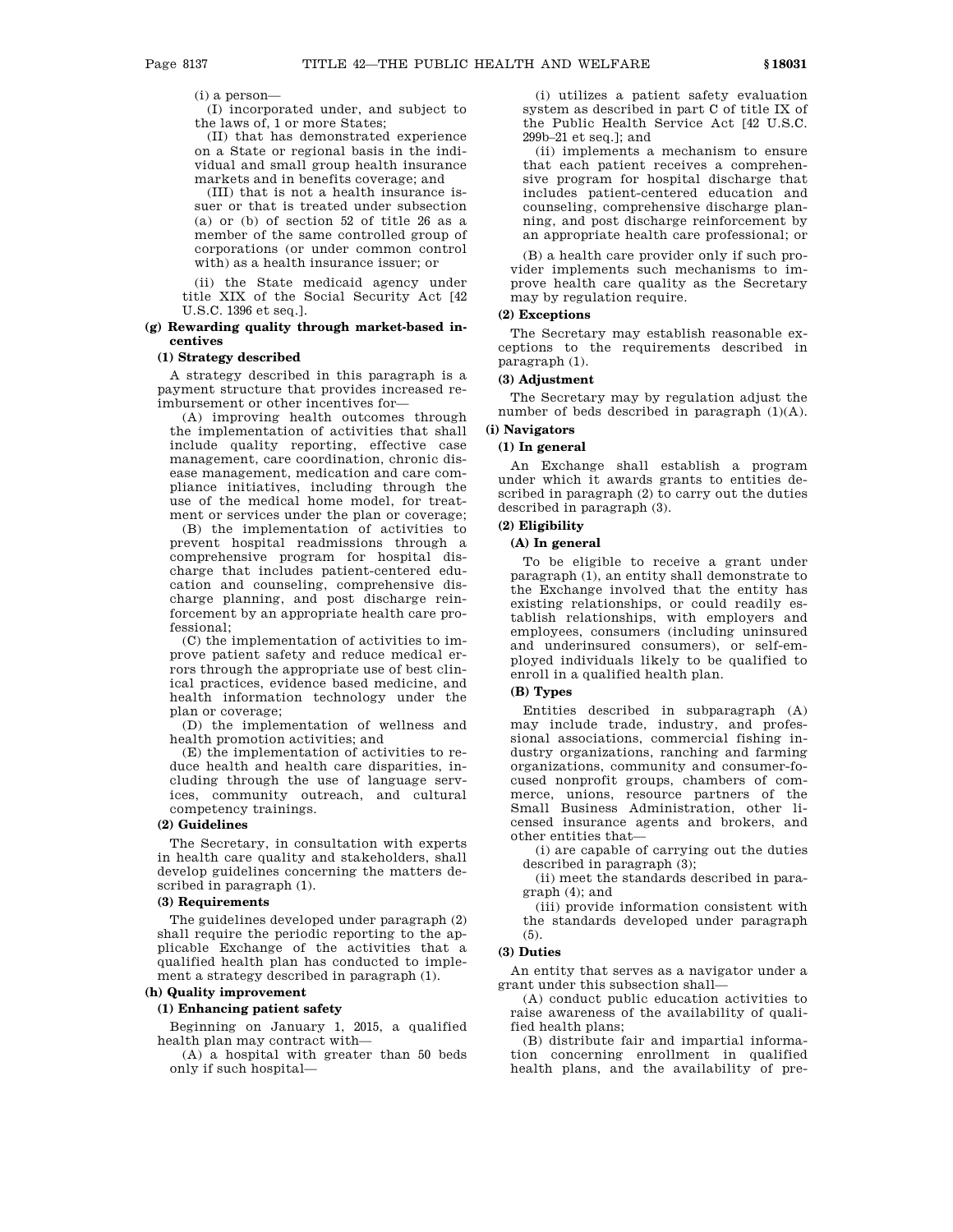(i) a person—

(I) incorporated under, and subject to the laws of, 1 or more States;

(II) that has demonstrated experience on a State or regional basis in the individual and small group health insurance markets and in benefits coverage; and

(III) that is not a health insurance issuer or that is treated under subsection (a) or (b) of section 52 of title 26 as a member of the same controlled group of corporations (or under common control with) as a health insurance issuer; or

(ii) the State medicaid agency under title XIX of the Social Security Act [42 U.S.C. 1396 et seq.].

**(g) Rewarding quality through market-based incentives**

**(1) Strategy described**

A strategy described in this paragraph is a payment structure that provides increased reimbursement or other incentives for—

(A) improving health outcomes through the implementation of activities that shall include quality reporting, effective case management, care coordination, chronic disease management, medication and care compliance initiatives, including through the use of the medical home model, for treatment or services under the plan or coverage;

(B) the implementation of activities to prevent hospital readmissions through a comprehensive program for hospital discharge that includes patient-centered education and counseling, comprehensive discharge planning, and post discharge reinforcement by an appropriate health care professional;

(C) the implementation of activities to improve patient safety and reduce medical errors through the appropriate use of best clinical practices, evidence based medicine, and health information technology under the plan or coverage;

(D) the implementation of wellness and health promotion activities; and

(E) the implementation of activities to reduce health and health care disparities, including through the use of language services, community outreach, and cultural competency trainings.

**(2) Guidelines**

The Secretary, in consultation with experts in health care quality and stakeholders, shall develop guidelines concerning the matters described in paragraph (1).

**(3) Requirements**

The guidelines developed under paragraph (2) shall require the periodic reporting to the applicable Exchange of the activities that a qualified health plan has conducted to implement a strategy described in paragraph (1).

**(h) Quality improvement**

**(1) Enhancing patient safety**

Beginning on January 1, 2015, a qualified health plan may contract with—

(A) a hospital with greater than 50 beds only if such hospital—

(i) utilizes a patient safety evaluation system as described in part C of title IX of the Public Health Service Act [42 U.S.C. 299b–21 et seq.]; and

(ii) implements a mechanism to ensure that each patient receives a comprehensive program for hospital discharge that includes patient-centered education and counseling, comprehensive discharge planning, and post discharge reinforcement by an appropriate health care professional; or

(B) a health care provider only if such provider implements such mechanisms to improve health care quality as the Secretary may by regulation require.

**(2) Exceptions**

The Secretary may establish reasonable exceptions to the requirements described in paragraph (1).

**(3) Adjustment**

The Secretary may by regulation adjust the number of beds described in paragraph (1)(A).

**(i) Navigators**

**(1) In general**

An Exchange shall establish a program under which it awards grants to entities described in paragraph (2) to carry out the duties described in paragraph (3).

**(2) Eligibility**

**(A) In general**

To be eligible to receive a grant under paragraph (1), an entity shall demonstrate to the Exchange involved that the entity has existing relationships, or could readily establish relationships, with employers and employees, consumers (including uninsured and underinsured consumers), or self-employed individuals likely to be qualified to enroll in a qualified health plan.

**(B) Types**

Entities described in subparagraph (A) may include trade, industry, and professional associations, commercial fishing industry organizations, ranching and farming organizations, community and consumer-focused nonprofit groups, chambers of commerce, unions, resource partners of the Small Business Administration, other licensed insurance agents and brokers, and other entities that—

(i) are capable of carrying out the duties described in paragraph (3);

(ii) meet the standards described in paragraph (4); and

(iii) provide information consistent with the standards developed under paragraph (5).

**(3) Duties**

An entity that serves as a navigator under a grant under this subsection shall—

(A) conduct public education activities to raise awareness of the availability of qualified health plans;

(B) distribute fair and impartial information concerning enrollment in qualified health plans, and the availability of pre-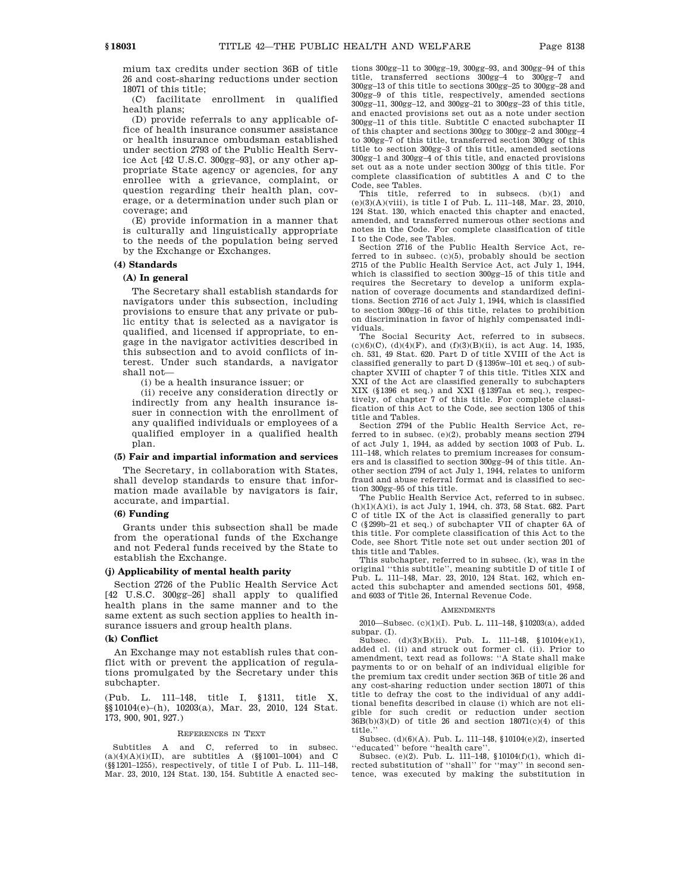mium tax credits under section 36B of title 26 and cost-sharing reductions under section 18071 of this title;

(C) facilitate enrollment in qualified health plans;

(D) provide referrals to any applicable office of health insurance consumer assistance or health insurance ombudsman established under section 2793 of the Public Health Service Act [42 U.S.C. 300gg–93], or any other appropriate State agency or agencies, for any enrollee with a grievance, complaint, or question regarding their health plan, coverage, or a determination under such plan or coverage; and

(E) provide information in a manner that is culturally and linguistically appropriate to the needs of the population being served by the Exchange or Exchanges.

**(4) Standards**

**(A) In general**

The Secretary shall establish standards for navigators under this subsection, including provisions to ensure that any private or public entity that is selected as a navigator is qualified, and licensed if appropriate, to engage in the navigator activities described in this subsection and to avoid conflicts of interest. Under such standards, a navigator shall not—

(i) be a health insurance issuer; or

(ii) receive any consideration directly or indirectly from any health insurance issuer in connection with the enrollment of any qualified individuals or employees of a qualified employer in a qualified health plan.

**(5) Fair and impartial information and services**

The Secretary, in collaboration with States, shall develop standards to ensure that information made available by navigators is fair, accurate, and impartial.

**(6) Funding**

Grants under this subsection shall be made from the operational funds of the Exchange and not Federal funds received by the State to establish the Exchange.

**(j) Applicability of mental health parity**

Section 2726 of the Public Health Service Act [42 U.S.C. 300gg–26] shall apply to qualified health plans in the same manner and to the same extent as such section applies to health insurance issuers and group health plans.

**(k) Conflict**

An Exchange may not establish rules that conflict with or prevent the application of regulations promulgated by the Secretary under this subchapter.

(Pub. L. 111–148, title I, §1311, title X, §§10104(e)–(h), 10203(a), Mar. 23, 2010, 124 Stat. 173, 900, 901, 927.)

REFERENCES IN TEXT

Subtitles A and C, referred to in subsec. (a)(4)(A)(i)(II), are subtitles A (§§1001–1004) and C (§§1201–1255), respectively, of title I of Pub. L. 111–148, Mar. 23, 2010, 124 Stat. 130, 154. Subtitle A enacted sections 300gg–11 to 300gg–19, 300gg–93, and 300gg–94 of this title, transferred sections 300gg–4 to 300gg–7 and 300gg–13 of this title to sections 300gg–25 to 300gg–28 and 300gg–9 of this title, respectively, amended sections 300gg–11, 300gg–12, and 300gg–21 to 300gg–23 of this title, and enacted provisions set out as a note under section 300gg–11 of this title. Subtitle C enacted subchapter II of this chapter and sections 300gg to 300gg–2 and 300gg–4 to 300gg–7 of this title, transferred section 300gg of this title to section 300gg–3 of this title, amended sections 300gg–1 and 300gg–4 of this title, and enacted provisions set out as a note under section 300gg of this title. For complete classification of subtitles A and C to the Code, see Tables.

This title, referred to in subsecs. (b)(1) and (e)(3)(A)(viii), is title I of Pub. L. 111–148, Mar. 23, 2010, 124 Stat. 130, which enacted this chapter and enacted, amended, and transferred numerous other sections and notes in the Code. For complete classification of title I to the Code, see Tables.

Section 2716 of the Public Health Service Act, referred to in subsec. (c)(5), probably should be section 2715 of the Public Health Service Act, act July 1, 1944, which is classified to section 300gg–15 of this title and requires the Secretary to develop a uniform explanation of coverage documents and standardized definitions. Section 2716 of act July 1, 1944, which is classified to section 300gg–16 of this title, relates to prohibition on discrimination in favor of highly compensated individuals.

The Social Security Act, referred to in subsecs. (c)(6)(C), (d)(4)(F), and (f)(3)(B)(ii), is act Aug. 14, 1935, ch. 531, 49 Stat. 620. Part D of title XVIII of the Act is classified generally to part D (§1395w–101 et seq.) of subchapter XVIII of chapter 7 of this title. Titles XIX and XXI of the Act are classified generally to subchapters XIX (§1396 et seq.) and XXI (§1397aa et seq.), respectively, of chapter 7 of this title. For complete classification of this Act to the Code, see section 1305 of this title and Tables.

Section 2794 of the Public Health Service Act, referred to in subsec. (e)(2), probably means section 2794 of act July 1, 1944, as added by section 1003 of Pub. L. 111–148, which relates to premium increases for consumers and is classified to section 300gg–94 of this title. Another section 2794 of act July 1, 1944, relates to uniform fraud and abuse referral format and is classified to section 300gg–95 of this title.

The Public Health Service Act, referred to in subsec. (h)(1)(A)(i), is act July 1, 1944, ch. 373, 58 Stat. 682. Part C of title IX of the Act is classified generally to part C (§299b–21 et seq.) of subchapter VII of chapter 6A of this title. For complete classification of this Act to the Code, see Short Title note set out under section 201 of this title and Tables.

This subchapter, referred to in subsec. (k), was in the original "this subtitle", meaning subtitle D of title I of Pub. L. 111–148, Mar. 23, 2010, 124 Stat. 162, which enacted this subchapter and amended sections 501, 4958, and 6033 of Title 26, Internal Revenue Code.

AMENDMENTS

2010—Subsec. (c)(1)(I). Pub. L. 111–148, §10203(a), added subpar. (I).

Subsec. (d)(3)(B)(ii). Pub. L. 111–148, §10104(e)(1), added cl. (ii) and struck out former cl. (ii). Prior to amendment, text read as follows: "A State shall make payments to or on behalf of an individual eligible for the premium tax credit under section 36B of title 26 and any cost-sharing reduction under section 18071 of this title to defray the cost to the individual of any additional benefits described in clause (i) which are not eligible for such credit or reduction under section 36B(b)(3)(D) of title 26 and section 18071(c)(4) of this title."

Subsec. (d)(6)(A). Pub. L. 111–148, §10104(e)(2), inserted "educated" before "health care".

Subsec. (e)(2). Pub. L. 111–148, §10104(f)(1), which directed substitution of "shall" for "may" in second sentence, was executed by making the substitution in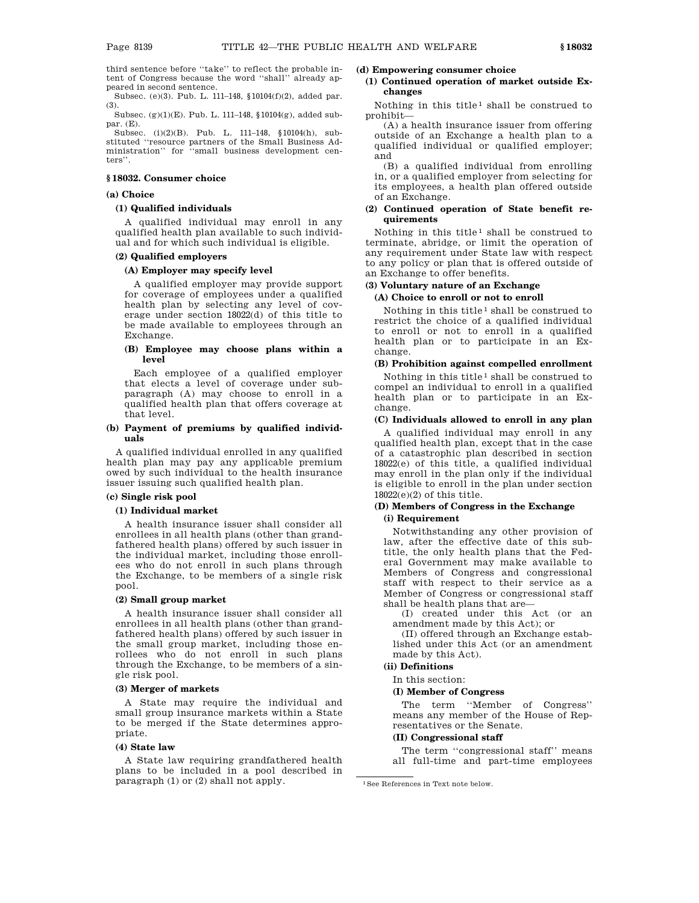third sentence before ''take'' to reflect the probable intent of Congress because the word ''shall'' already appeared in second sentence.

Subsec. (e)(3). Pub. L. 111–148, §10104(f)(2), added par. (3).

Subsec. (g)(1)(E). Pub. L. 111–148, §10104(g), added subpar. (E).

Subsec. (i)(2)(B). Pub. L. 111–148, §10104(h), substituted ''resource partners of the Small Business Administration'' for ''small business development centers''.

## § 18032. Consumer choice

### (a) Choice

#### (1) Qualified individuals

A qualified individual may enroll in any qualified health plan available to such individual and for which such individual is eligible.

#### (2) Qualified employers

##### (A) Employer may specify level

A qualified employer may provide support for coverage of employees under a qualified health plan by selecting any level of coverage under section 18022(d) of this title to be made available to employees through an Exchange.

##### (B) Employee may choose plans within a level

Each employee of a qualified employer that elects a level of coverage under subparagraph (A) may choose to enroll in a qualified health plan that offers coverage at that level.

### (b) Payment of premiums by qualified individuals

A qualified individual enrolled in any qualified health plan may pay any applicable premium owed by such individual to the health insurance issuer issuing such qualified health plan.

### (c) Single risk pool

#### (1) Individual market

A health insurance issuer shall consider all enrollees in all health plans (other than grandfathered health plans) offered by such issuer in the individual market, including those enrollees who do not enroll in such plans through the Exchange, to be members of a single risk pool.

#### (2) Small group market

A health insurance issuer shall consider all enrollees in all health plans (other than grandfathered health plans) offered by such issuer in the small group market, including those enrollees who do not enroll in such plans through the Exchange, to be members of a single risk pool.

#### (3) Merger of markets

A State may require the individual and small group insurance markets within a State to be merged if the State determines appropriate.

#### (4) State law

A State law requiring grandfathered health plans to be included in a pool described in paragraph (1) or (2) shall not apply.

### (d) Empowering consumer choice

#### (1) Continued operation of market outside Exchanges

Nothing in this title[1] shall be construed to prohibit—

(A) a health insurance issuer from offering outside of an Exchange a health plan to a qualified individual or qualified employer; and

(B) a qualified individual from enrolling in, or a qualified employer from selecting for its employees, a health plan offered outside of an Exchange.

#### (2) Continued operation of State benefit requirements

Nothing in this title[1] shall be construed to terminate, abridge, or limit the operation of any requirement under State law with respect to any policy or plan that is offered outside of an Exchange to offer benefits.

#### (3) Voluntary nature of an Exchange

##### (A) Choice to enroll or not to enroll

Nothing in this title[1] shall be construed to restrict the choice of a qualified individual to enroll or not to enroll in a qualified health plan or to participate in an Exchange.

##### (B) Prohibition against compelled enrollment

Nothing in this title[1] shall be construed to compel an individual to enroll in a qualified health plan or to participate in an Exchange.

##### (C) Individuals allowed to enroll in any plan

A qualified individual may enroll in any qualified health plan, except that in the case of a catastrophic plan described in section 18022(e) of this title, a qualified individual may enroll in the plan only if the individual is eligible to enroll in the plan under section 18022(e)(2) of this title.

##### (D) Members of Congress in the Exchange

###### (i) Requirement

Notwithstanding any other provision of law, after the effective date of this subtitle, the only health plans that the Federal Government may make available to Members of Congress and congressional staff with respect to their service as a Member of Congress or congressional staff shall be health plans that are—

(I) created under this Act (or an amendment made by this Act); or

(II) offered through an Exchange established under this Act (or an amendment made by this Act).

###### (ii) Definitions

In this section:

**(I) Member of Congress**

The term ''Member of Congress'' means any member of the House of Representatives or the Senate.

**(II) Congressional staff**

The term ''congressional staff'' means all full-time and part-time employees

---

[1] See References in Text note below.